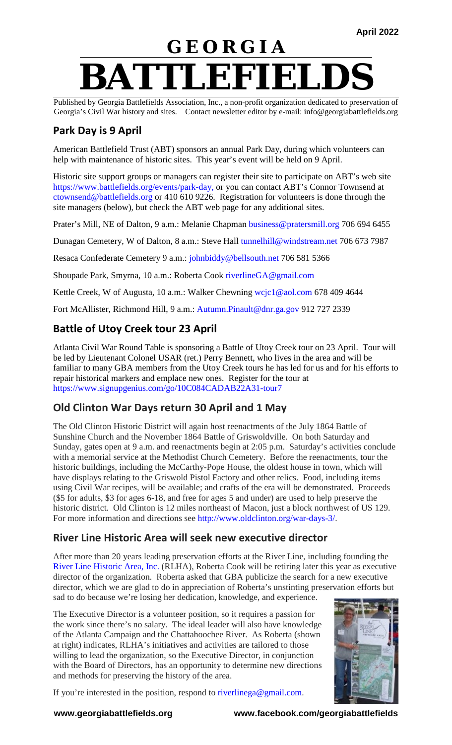April 2022

# GEORGIA BATTLEFIELDS

Published by Georgia Battlefields Association, Inc., a non-profit organization dedicated to preservation of Georgia's Civil War history and sites. Contact newsletter editor by e-mail: info@georgiabattlefields.org

## Park Day is 9 April

American Battlefield Trust (ABT) sponsors an annual Park Day, during which volunteers can help with maintenance of historic sites. This year's event will be held on 9 April.

Historic site support groups or managers can register their site to participate on ABT's web site https://www.battlefields.org/events/park-day, or you can contact ABT's Connor Townsend at ctownsend@battlefields.org or 410 610 9226. Registration for volunteers is done through the site managers (below), but check the ABT web page for any additional sites.

Prater's Mill, NE of Dalton, 9 a.m.: Melanie Chapman business@pratersmill.org 706 694 6455

Dunagan Cemetery, W of Dalton, 8 a.m.: Steve Hall tunnelhill@windstream.net 706 673 7987

Resaca Confederate Cemetery 9 a.m.: johnbiddy@bellsouth.net 706 581 5366

Shoupade Park, Smyrna, 10 a.m.: Roberta Cook riverlineGA@gmail.com

Kettle Creek, W of Augusta, 10 a.m.: Walker Chewning wcjc1@aol.com 678 409 4644

Fort McAllister, Richmond Hill, 9 a.m.: Autumn.Pinault@dnr.ga.gov 912 727 2339

## Battle of Utoy Creek tour 23 April

Atlanta Civil War Round Table is sponsoring a Battle of Utoy Creek tour on 23 April. Tour will be led by Lieutenant Colonel USAR (ret.) Perry Bennett, who lives in the area and will be familiar to many GBA members from the Utoy Creek tours he has led for us and for his efforts to repair historical markers and emplace new ones. Register for the tour at https://www.signupgenius.com/go/10C084CADAB22A31-tour7

## Old Clinton War Days return 30 April and 1 May

The Old Clinton Historic District will again host reenactments of the July 1864 Battle of Sunshine Church and the November 1864 Battle of Griswoldville. On both Saturday and Sunday, gates open at 9 a.m. and reenactments begin at 2:05 p.m. Saturday's activities conclude with a memorial service at the Methodist Church Cemetery. Before the reenactments, tour the historic buildings, including the McCarthy-Pope House, the oldest house in town, which will have displays relating to the Griswold Pistol Factory and other relics. Food, including items using Civil War recipes, will be available; and crafts of the era will be demonstrated. Proceeds ($5 for adults, $3 for ages 6-18, and free for ages 5 and under) are used to help preserve the historic district. Old Clinton is 12 miles northeast of Macon, just a block northwest of US 129. For more information and directions see http://www.oldclinton.org/war-days-3/.

## River Line Historic Area will seek new executive director

After more than 20 years leading preservation efforts at the River Line, including founding the River Line Historic Area, Inc. (RLHA), Roberta Cook will be retiring later this year as executive director of the organization. Roberta asked that GBA publicize the search for a new executive director, which we are glad to do in appreciation of Roberta's unstinting preservation efforts but sad to do because we're losing her dedication, knowledge, and experience.

The Executive Director is a volunteer position, so it requires a passion for the work since there's no salary. The ideal leader will also have knowledge of the Atlanta Campaign and the Chattahoochee River. As Roberta (shown at right) indicates, RLHA's initiatives and activities are tailored to those willing to lead the organization, so the Executive Director, in conjunction with the Board of Directors, has an opportunity to determine new directions and methods for preserving the history of the area.

If you're interested in the position, respond to riverlinega@gmail.com.

www.georgiabattlefields.org www.facebook.com/georgiabattlefields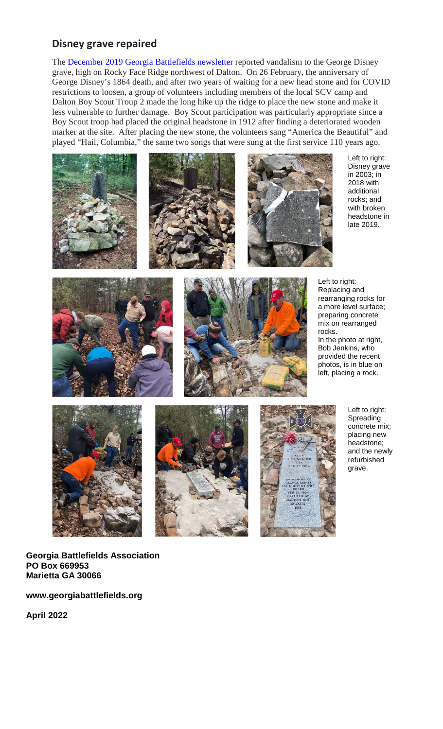## Disney grave repaired

The December 2019 Georgia Battlefields newsletter reported vandalism to the George Disney grave, high on Rocky Face Ridge northwest of Dalton. On 26 February, the anniversary of George Disney's 1864 death, and after two years of waiting for a new head stone and for COVID restrictions to loosen, a group of volunteers including members of the local SCV camp and Dalton Boy Scout Troup 2 made the long hike up the ridge to place the new stone and make it less vulnerable to further damage. Boy Scout participation was particularly appropriate since a Boy Scout troop had placed the original headstone in 1912 after finding a deteriorated wooden marker at the site. After placing the new stone, the volunteers sang "America the Beautiful" and played "Hail, Columbia," the same two songs that were sung at the first service 110 years ago.

Left to right: Disney grave in 2003; in 2018 with additional rocks; and with broken headstone in late 2019.

Left to right: Replacing and rearranging rocks for a more level surface; preparing concrete mix on rearranged rocks.
In the photo at right, Bob Jenkins, who provided the recent photos, is in blue on left, placing a rock.

Left to right: Spreading concrete mix; placing new headstone; and the newly refurbished grave.

**Georgia Battlefields Association**
**PO Box 669953**
**Marietta GA 30066**

**www.georgiabattlefields.org**

**April 2022**